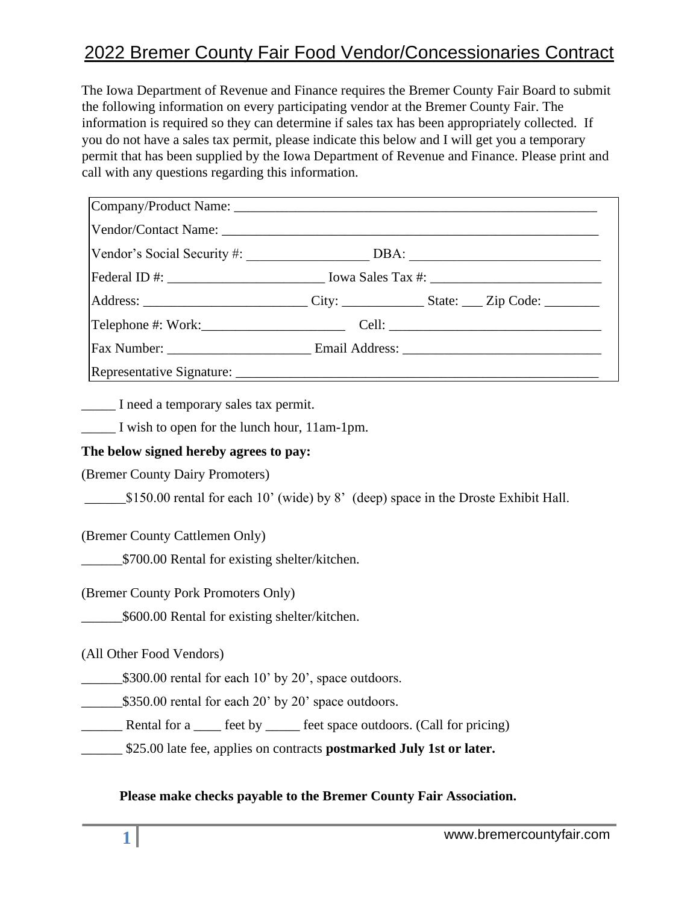# 2022 Bremer County Fair Food Vendor/Concessionaries Contract

The Iowa Department of Revenue and Finance requires the Bremer County Fair Board to submit the following information on every participating vendor at the Bremer County Fair. The information is required so they can determine if sales tax has been appropriately collected. If you do not have a sales tax permit, please indicate this below and I will get you a temporary permit that has been supplied by the Iowa Department of Revenue and Finance. Please print and call with any questions regarding this information.

Company/Product Name: ______________________________________________________

Vendor/Contact Name: ________________________________________________________

Vendor's Social Security #: __________________ DBA: ____________________________

Federal ID #: _______________________ Iowa Sales Tax #: _________________________

Address: ________________________ City: ____________ State: ___ Zip Code: ________

Telephone #: Work:_____________________ Cell: _______________________________

Fax Number: _____________________ Email Address: _____________________________

Representative Signature: ____________________________________________________

_____ I need a temporary sales tax permit.

_____ I wish to open for the lunch hour, 11am-1pm.

**The below signed hereby agrees to pay:**

(Bremer County Dairy Promoters)

______$150.00 rental for each 10' (wide) by 8' (deep) space in the Droste Exhibit Hall.

(Bremer County Cattlemen Only)

______$700.00 Rental for existing shelter/kitchen.

(Bremer County Pork Promoters Only)

______$600.00 Rental for existing shelter/kitchen.

(All Other Food Vendors)

______$300.00 rental for each 10' by 20', space outdoors.

______$350.00 rental for each 20' by 20' space outdoors.

______ Rental for a ____ feet by _____ feet space outdoors. (Call for pricing)

______ $25.00 late fee, applies on contracts **postmarked July 1st or later.**

**Please make checks payable to the Bremer County Fair Association.**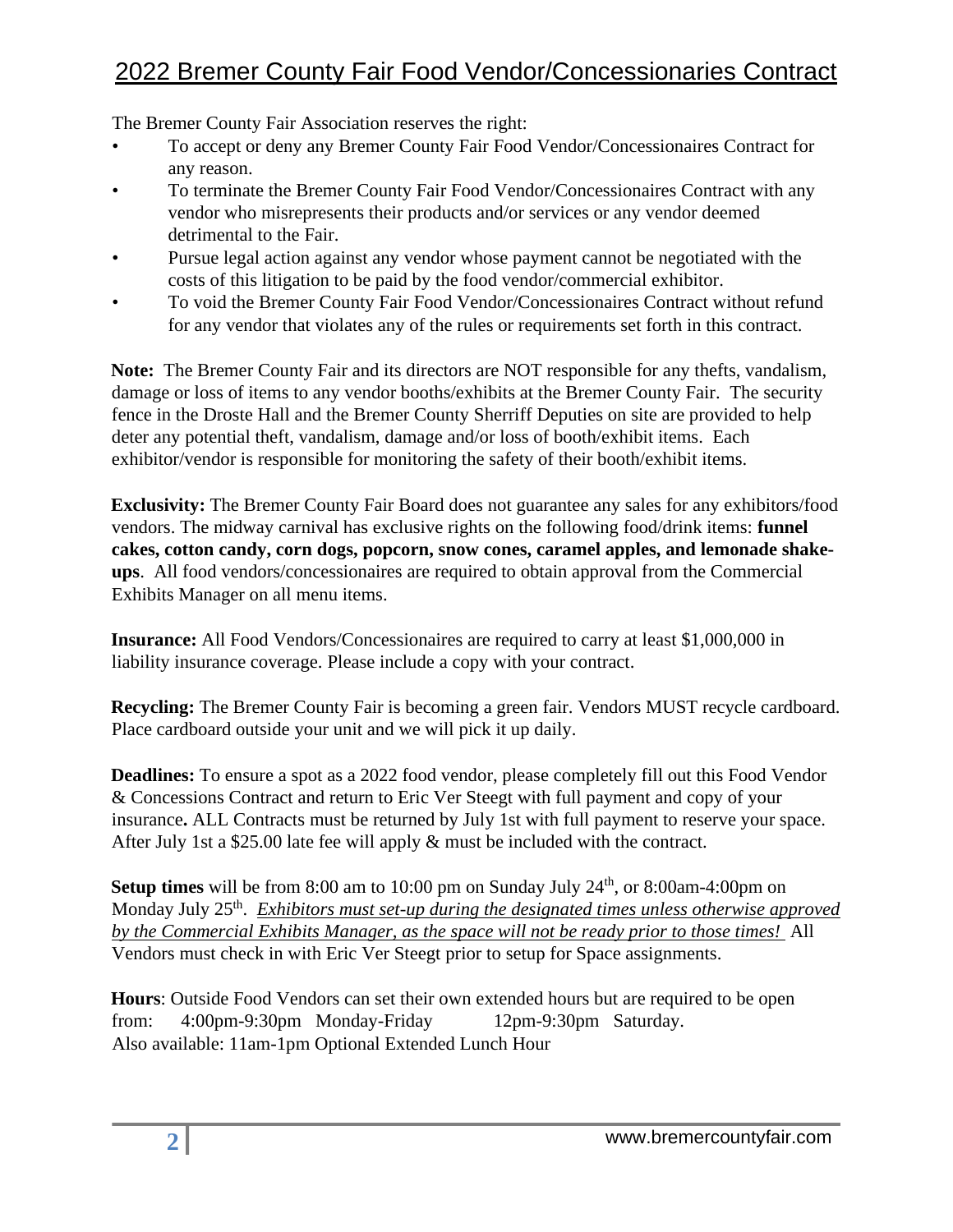# 2022 Bremer County Fair Food Vendor/Concessionaries Contract

The Bremer County Fair Association reserves the right:

- To accept or deny any Bremer County Fair Food Vendor/Concessionaires Contract for any reason.
- To terminate the Bremer County Fair Food Vendor/Concessionaires Contract with any vendor who misrepresents their products and/or services or any vendor deemed detrimental to the Fair.
- Pursue legal action against any vendor whose payment cannot be negotiated with the costs of this litigation to be paid by the food vendor/commercial exhibitor.
- To void the Bremer County Fair Food Vendor/Concessionaires Contract without refund for any vendor that violates any of the rules or requirements set forth in this contract.

**Note:** The Bremer County Fair and its directors are NOT responsible for any thefts, vandalism, damage or loss of items to any vendor booths/exhibits at the Bremer County Fair. The security fence in the Droste Hall and the Bremer County Sherriff Deputies on site are provided to help deter any potential theft, vandalism, damage and/or loss of booth/exhibit items. Each exhibitor/vendor is responsible for monitoring the safety of their booth/exhibit items.

**Exclusivity:** The Bremer County Fair Board does not guarantee any sales for any exhibitors/food vendors. The midway carnival has exclusive rights on the following food/drink items: **funnel cakes, cotton candy, corn dogs, popcorn, snow cones, caramel apples, and lemonade shake-ups**. All food vendors/concessionaires are required to obtain approval from the Commercial Exhibits Manager on all menu items.

**Insurance:** All Food Vendors/Concessionaires are required to carry at least $1,000,000 in liability insurance coverage. Please include a copy with your contract.

**Recycling:** The Bremer County Fair is becoming a green fair. Vendors MUST recycle cardboard. Place cardboard outside your unit and we will pick it up daily.

**Deadlines:** To ensure a spot as a 2022 food vendor, please completely fill out this Food Vendor & Concessions Contract and return to Eric Ver Steegt with full payment and copy of your insurance**.** ALL Contracts must be returned by July 1st with full payment to reserve your space. After July 1st a $25.00 late fee will apply & must be included with the contract.

**Setup times** will be from 8:00 am to 10:00 pm on Sunday July 24th, or 8:00am-4:00pm on Monday July 25th. *Exhibitors must set-up during the designated times unless otherwise approved by the Commercial Exhibits Manager, as the space will not be ready prior to those times!* All Vendors must check in with Eric Ver Steegt prior to setup for Space assignments.

**Hours**: Outside Food Vendors can set their own extended hours but are required to be open from: 4:00pm-9:30pm Monday-Friday 12pm-9:30pm Saturday.
Also available: 11am-1pm Optional Extended Lunch Hour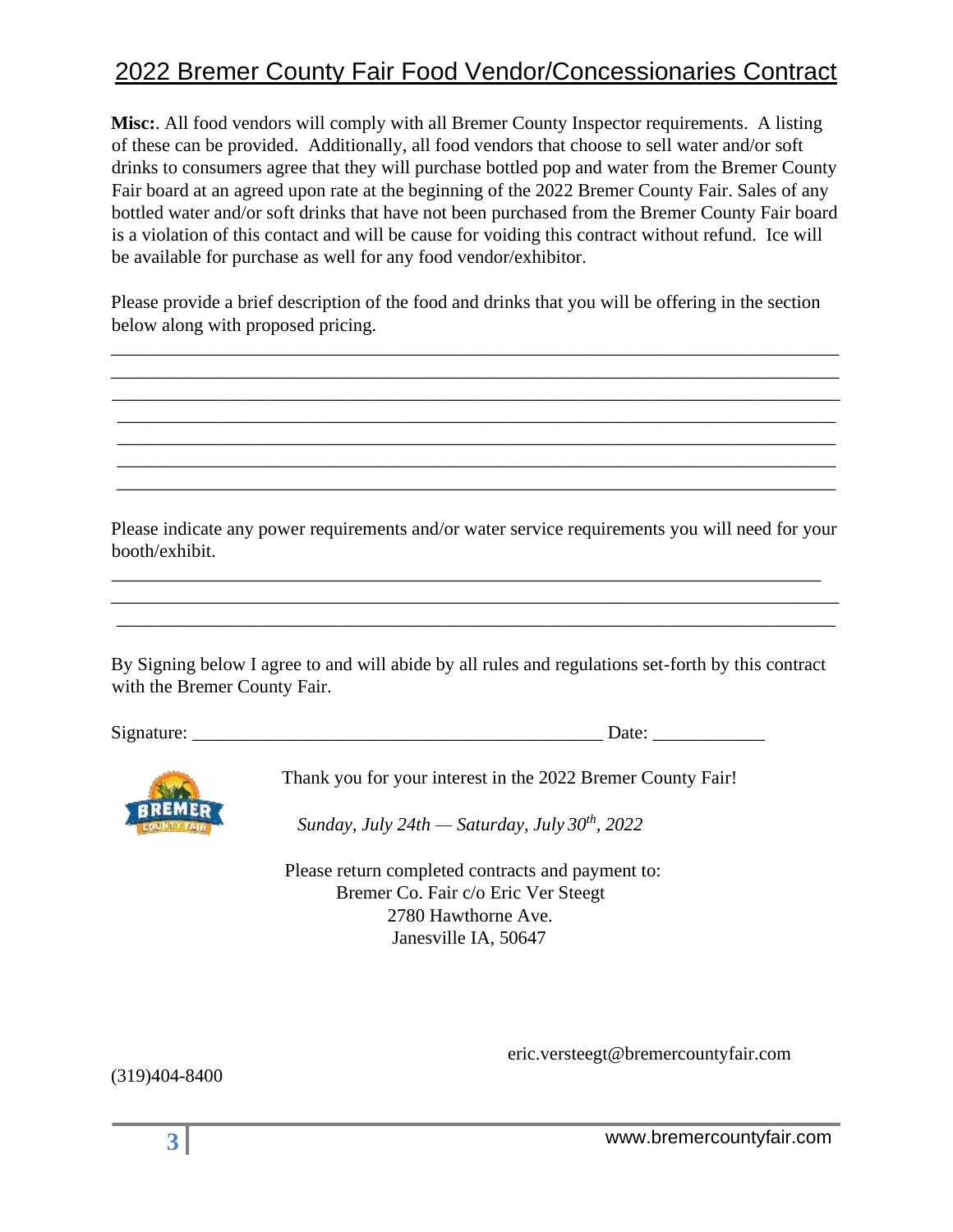# 2022 Bremer County Fair Food Vendor/Concessionaries Contract

**Misc:**. All food vendors will comply with all Bremer County Inspector requirements. A listing of these can be provided. Additionally, all food vendors that choose to sell water and/or soft drinks to consumers agree that they will purchase bottled pop and water from the Bremer County Fair board at an agreed upon rate at the beginning of the 2022 Bremer County Fair. Sales of any bottled water and/or soft drinks that have not been purchased from the Bremer County Fair board is a violation of this contact and will be cause for voiding this contract without refund. Ice will be available for purchase as well for any food vendor/exhibitor.

Please provide a brief description of the food and drinks that you will be offering in the section below along with proposed pricing.

\_\_\_\_\_\_\_\_\_\_\_\_\_\_\_\_\_\_\_\_\_\_\_\_\_\_\_\_\_\_\_\_\_\_\_\_\_\_\_\_\_\_\_\_\_\_\_\_\_\_\_\_\_\_\_\_\_\_\_\_\_\_\_\_\_\_\_\_\_\_\_\_\_\_\_\_

\_\_\_\_\_\_\_\_\_\_\_\_\_\_\_\_\_\_\_\_\_\_\_\_\_\_\_\_\_\_\_\_\_\_\_\_\_\_\_\_\_\_\_\_\_\_\_\_\_\_\_\_\_\_\_\_\_\_\_\_\_\_\_\_\_\_\_\_\_\_\_\_\_\_\_\_

\_\_\_\_\_\_\_\_\_\_\_\_\_\_\_\_\_\_\_\_\_\_\_\_\_\_\_\_\_\_\_\_\_\_\_\_\_\_\_\_\_\_\_\_\_\_\_\_\_\_\_\_\_\_\_\_\_\_\_\_\_\_\_\_\_\_\_\_\_\_\_\_\_\_\_\_

\_\_\_\_\_\_\_\_\_\_\_\_\_\_\_\_\_\_\_\_\_\_\_\_\_\_\_\_\_\_\_\_\_\_\_\_\_\_\_\_\_\_\_\_\_\_\_\_\_\_\_\_\_\_\_\_\_\_\_\_\_\_\_\_\_\_\_\_\_\_\_\_\_\_\_\_

\_\_\_\_\_\_\_\_\_\_\_\_\_\_\_\_\_\_\_\_\_\_\_\_\_\_\_\_\_\_\_\_\_\_\_\_\_\_\_\_\_\_\_\_\_\_\_\_\_\_\_\_\_\_\_\_\_\_\_\_\_\_\_\_\_\_\_\_\_\_\_\_\_\_\_\_

\_\_\_\_\_\_\_\_\_\_\_\_\_\_\_\_\_\_\_\_\_\_\_\_\_\_\_\_\_\_\_\_\_\_\_\_\_\_\_\_\_\_\_\_\_\_\_\_\_\_\_\_\_\_\_\_\_\_\_\_\_\_\_\_\_\_\_\_\_\_\_\_\_\_\_\_

\_\_\_\_\_\_\_\_\_\_\_\_\_\_\_\_\_\_\_\_\_\_\_\_\_\_\_\_\_\_\_\_\_\_\_\_\_\_\_\_\_\_\_\_\_\_\_\_\_\_\_\_\_\_\_\_\_\_\_\_\_\_\_\_\_\_\_\_\_\_\_\_\_\_\_\_

Please indicate any power requirements and/or water service requirements you will need for your booth/exhibit.

\_\_\_\_\_\_\_\_\_\_\_\_\_\_\_\_\_\_\_\_\_\_\_\_\_\_\_\_\_\_\_\_\_\_\_\_\_\_\_\_\_\_\_\_\_\_\_\_\_\_\_\_\_\_\_\_\_\_\_\_\_\_\_\_\_\_\_\_\_\_\_\_\_\_\_\_

\_\_\_\_\_\_\_\_\_\_\_\_\_\_\_\_\_\_\_\_\_\_\_\_\_\_\_\_\_\_\_\_\_\_\_\_\_\_\_\_\_\_\_\_\_\_\_\_\_\_\_\_\_\_\_\_\_\_\_\_\_\_\_\_\_\_\_\_\_\_\_\_\_\_\_\_

\_\_\_\_\_\_\_\_\_\_\_\_\_\_\_\_\_\_\_\_\_\_\_\_\_\_\_\_\_\_\_\_\_\_\_\_\_\_\_\_\_\_\_\_\_\_\_\_\_\_\_\_\_\_\_\_\_\_\_\_\_\_\_\_\_\_\_\_\_\_\_\_\_\_\_\_

By Signing below I agree to and will abide by all rules and regulations set-forth by this contract with the Bremer County Fair.

Signature: \_\_\_\_\_\_\_\_\_\_\_\_\_\_\_\_\_\_\_\_\_\_\_\_\_\_\_\_\_\_\_\_\_\_\_\_\_\_\_\_\_\_\_\_ Date: \_\_\_\_\_\_\_\_\_\_\_\_

Thank you for your interest in the 2022 Bremer County Fair!

*Sunday, July 24th — Saturday, July 30th, 2022*

Please return completed contracts and payment to:
Bremer Co. Fair c/o Eric Ver Steegt
2780 Hawthorne Ave.
Janesville IA, 50647

eric.versteegt@bremercountyfair.com

(319)404-8400